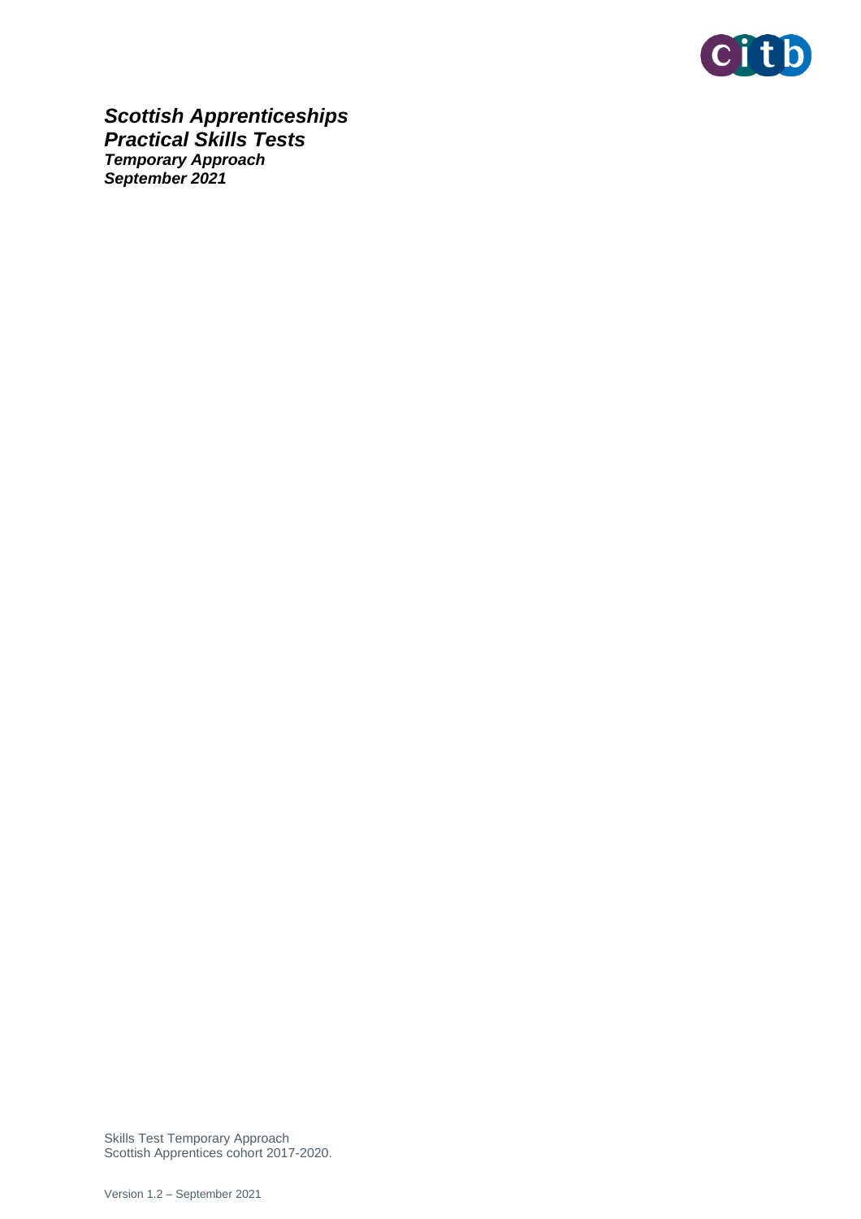# *Scottish Apprenticeships*
# *Practical Skills Tests*
### *Temporary Approach*
### *September 2021*

Skills Test Temporary Approach
Scottish Apprentices cohort 2017-2020.

Version 1.2 – September 2021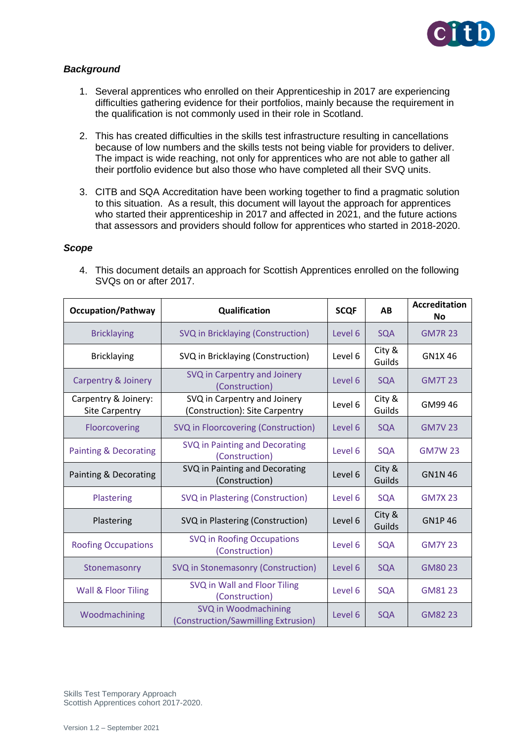***Background***

1. Several apprentices who enrolled on their Apprenticeship in 2017 are experiencing difficulties gathering evidence for their portfolios, mainly because the requirement in the qualification is not commonly used in their role in Scotland.

2. This has created difficulties in the skills test infrastructure resulting in cancellations because of low numbers and the skills tests not being viable for providers to deliver. The impact is wide reaching, not only for apprentices who are not able to gather all their portfolio evidence but also those who have completed all their SVQ units.

3. CITB and SQA Accreditation have been working together to find a pragmatic solution to this situation. As a result, this document will layout the approach for apprentices who started their apprenticeship in 2017 and affected in 2021, and the future actions that assessors and providers should follow for apprentices who started in 2018-2020.

***Scope***

4. This document details an approach for Scottish Apprentices enrolled on the following SVQs on or after 2017.

| Occupation/Pathway | Qualification | SCQF | AB | Accreditation No |
|---|---|---|---|---|
| Bricklaying | SVQ in Bricklaying (Construction) | Level 6 | SQA | GM7R 23 |
| Bricklaying | SVQ in Bricklaying (Construction) | Level 6 | City & Guilds | GN1X 46 |
| Carpentry & Joinery | SVQ in Carpentry and Joinery (Construction) | Level 6 | SQA | GM7T 23 |
| Carpentry & Joinery: Site Carpentry | SVQ in Carpentry and Joinery (Construction): Site Carpentry | Level 6 | City & Guilds | GM99 46 |
| Floorcovering | SVQ in Floorcovering (Construction) | Level 6 | SQA | GM7V 23 |
| Painting & Decorating | SVQ in Painting and Decorating (Construction) | Level 6 | SQA | GM7W 23 |
| Painting & Decorating | SVQ in Painting and Decorating (Construction) | Level 6 | City & Guilds | GN1N 46 |
| Plastering | SVQ in Plastering (Construction) | Level 6 | SQA | GM7X 23 |
| Plastering | SVQ in Plastering (Construction) | Level 6 | City & Guilds | GN1P 46 |
| Roofing Occupations | SVQ in Roofing Occupations (Construction) | Level 6 | SQA | GM7Y 23 |
| Stonemasonry | SVQ in Stonemasonry (Construction) | Level 6 | SQA | GM80 23 |
| Wall & Floor Tiling | SVQ in Wall and Floor Tiling (Construction) | Level 6 | SQA | GM81 23 |
| Woodmachining | SVQ in Woodmachining (Construction/Sawmilling Extrusion) | Level 6 | SQA | GM82 23 |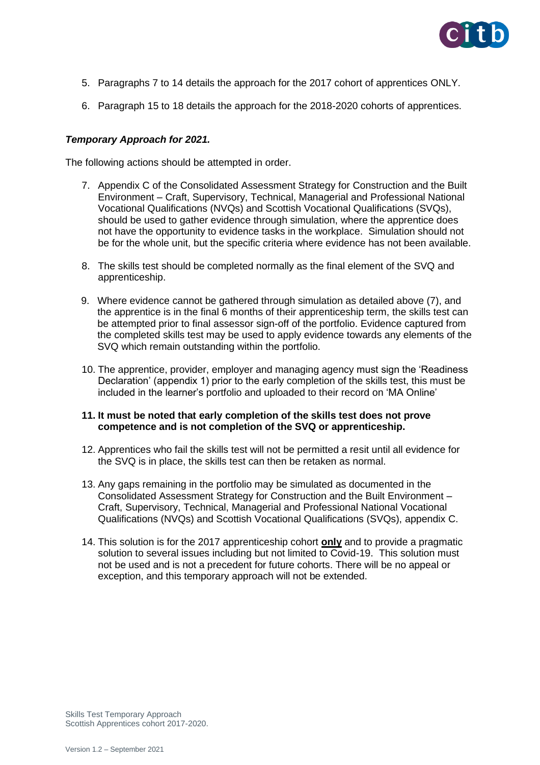5. Paragraphs 7 to 14 details the approach for the 2017 cohort of apprentices ONLY.

6. Paragraph 15 to 18 details the approach for the 2018-2020 cohorts of apprentices.

***Temporary Approach for 2021.***

The following actions should be attempted in order.

7. Appendix C of the Consolidated Assessment Strategy for Construction and the Built Environment – Craft, Supervisory, Technical, Managerial and Professional National Vocational Qualifications (NVQs) and Scottish Vocational Qualifications (SVQs), should be used to gather evidence through simulation, where the apprentice does not have the opportunity to evidence tasks in the workplace. Simulation should not be for the whole unit, but the specific criteria where evidence has not been available.

8. The skills test should be completed normally as the final element of the SVQ and apprenticeship.

9. Where evidence cannot be gathered through simulation as detailed above (7), and the apprentice is in the final 6 months of their apprenticeship term, the skills test can be attempted prior to final assessor sign-off of the portfolio. Evidence captured from the completed skills test may be used to apply evidence towards any elements of the SVQ which remain outstanding within the portfolio.

10. The apprentice, provider, employer and managing agency must sign the 'Readiness Declaration' (appendix 1) prior to the early completion of the skills test, this must be included in the learner's portfolio and uploaded to their record on 'MA Online'

11. **It must be noted that early completion of the skills test does not prove competence and is not completion of the SVQ or apprenticeship.**

12. Apprentices who fail the skills test will not be permitted a resit until all evidence for the SVQ is in place, the skills test can then be retaken as normal.

13. Any gaps remaining in the portfolio may be simulated as documented in the Consolidated Assessment Strategy for Construction and the Built Environment – Craft, Supervisory, Technical, Managerial and Professional National Vocational Qualifications (NVQs) and Scottish Vocational Qualifications (SVQs), appendix C.

14. This solution is for the 2017 apprenticeship cohort **only** and to provide a pragmatic solution to several issues including but not limited to Covid-19. This solution must not be used and is not a precedent for future cohorts. There will be no appeal or exception, and this temporary approach will not be extended.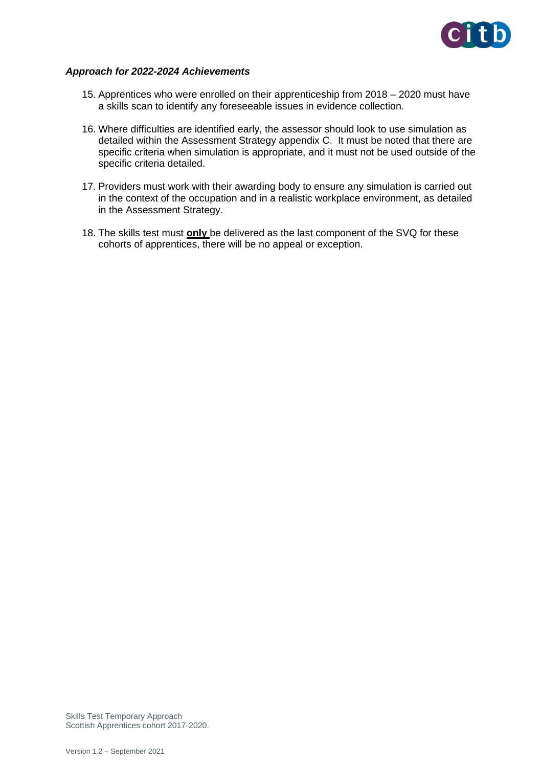***Approach for 2022-2024 Achievements***

15. Apprentices who were enrolled on their apprenticeship from 2018 – 2020 must have a skills scan to identify any foreseeable issues in evidence collection.
16. Where difficulties are identified early, the assessor should look to use simulation as detailed within the Assessment Strategy appendix C. It must be noted that there are specific criteria when simulation is appropriate, and it must not be used outside of the specific criteria detailed.
17. Providers must work with their awarding body to ensure any simulation is carried out in the context of the occupation and in a realistic workplace environment, as detailed in the Assessment Strategy.
18. The skills test must **only** be delivered as the last component of the SVQ for these cohorts of apprentices, there will be no appeal or exception.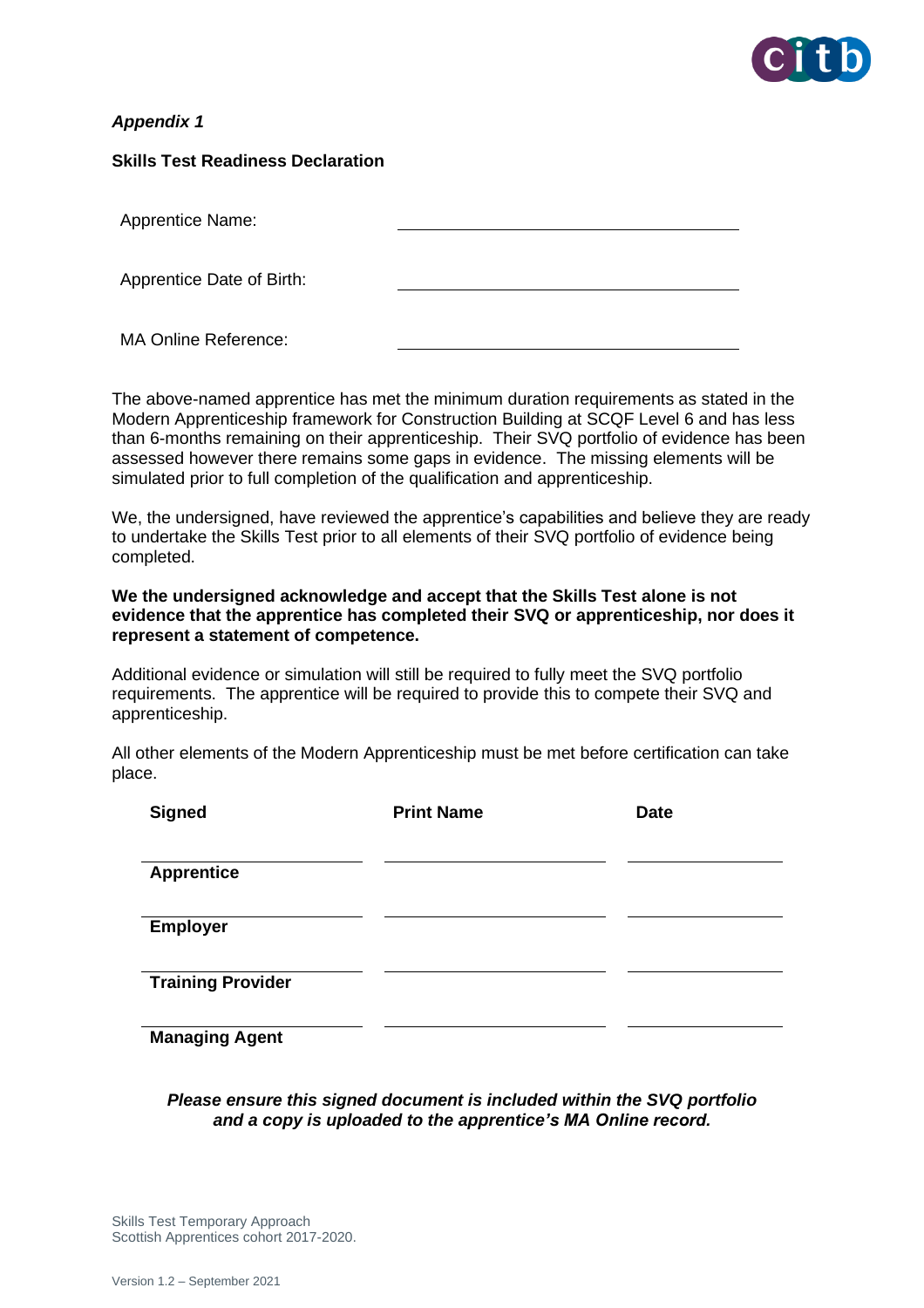*Appendix 1*

**Skills Test Readiness Declaration**

| | |
|---|---|
| Apprentice Name: | |
| Apprentice Date of Birth: | |
| MA Online Reference: | |

The above-named apprentice has met the minimum duration requirements as stated in the Modern Apprenticeship framework for Construction Building at SCQF Level 6 and has less than 6-months remaining on their apprenticeship. Their SVQ portfolio of evidence has been assessed however there remains some gaps in evidence. The missing elements will be simulated prior to full completion of the qualification and apprenticeship.

We, the undersigned, have reviewed the apprentice's capabilities and believe they are ready to undertake the Skills Test prior to all elements of their SVQ portfolio of evidence being completed.

**We the undersigned acknowledge and accept that the Skills Test alone is not evidence that the apprentice has completed their SVQ or apprenticeship, nor does it represent a statement of competence.**

Additional evidence or simulation will still be required to fully meet the SVQ portfolio requirements. The apprentice will be required to provide this to compete their SVQ and apprenticeship.

All other elements of the Modern Apprenticeship must be met before certification can take place.

| Signed | Print Name | Date |
|---|---|---|
| | | |
| **Apprentice** | | |
| | | |
| **Employer** | | |
| | | |
| **Training Provider** | | |
| | | |
| **Managing Agent** | | |

***Please ensure this signed document is included within the SVQ portfolio and a copy is uploaded to the apprentice's MA Online record.***

Skills Test Temporary Approach
Scottish Apprentices cohort 2017-2020.

Version 1.2 – September 2021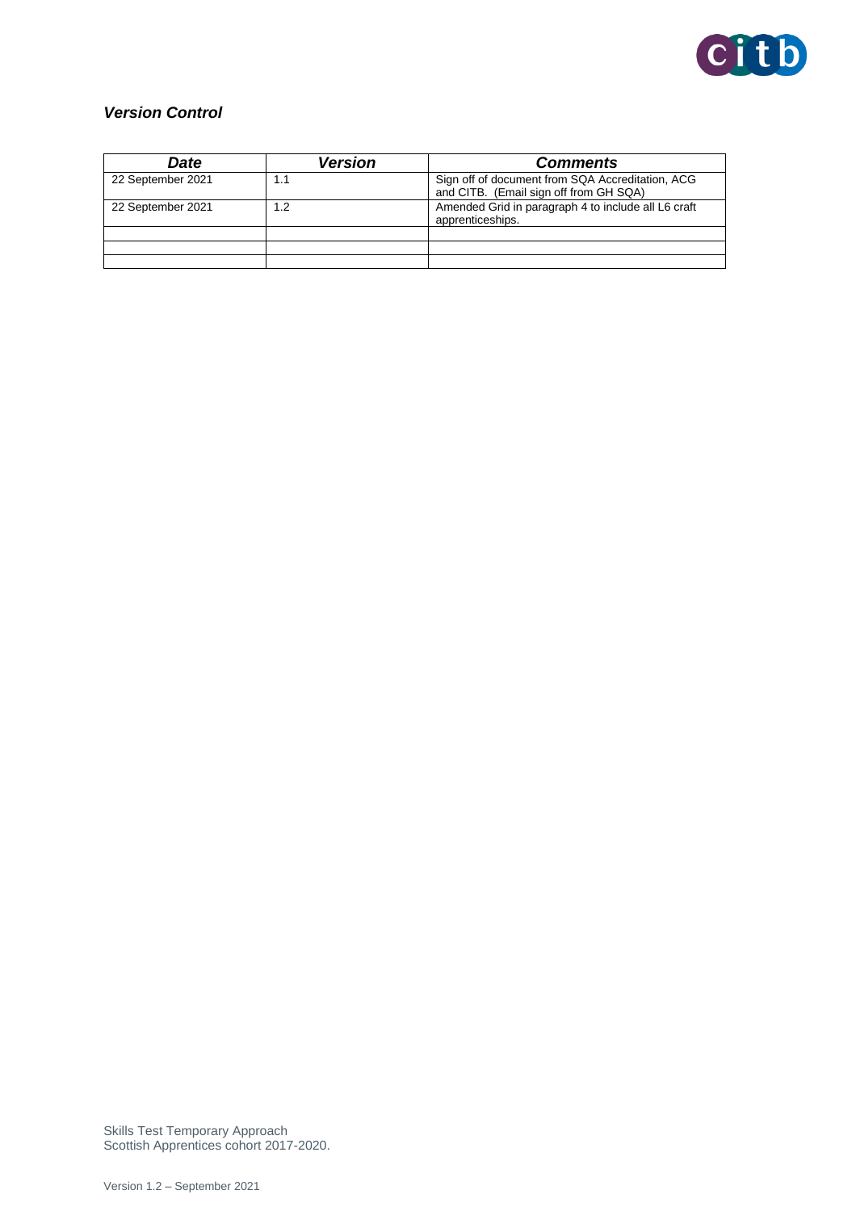***Version Control***

| *Date* | *Version* | *Comments* |
|---|---|---|
| 22 September 2021 | 1.1 | Sign off of document from SQA Accreditation, ACG and CITB. (Email sign off from GH SQA) |
| 22 September 2021 | 1.2 | Amended Grid in paragraph 4 to include all L6 craft apprenticeships. |
| | | |
| | | |
| | | |